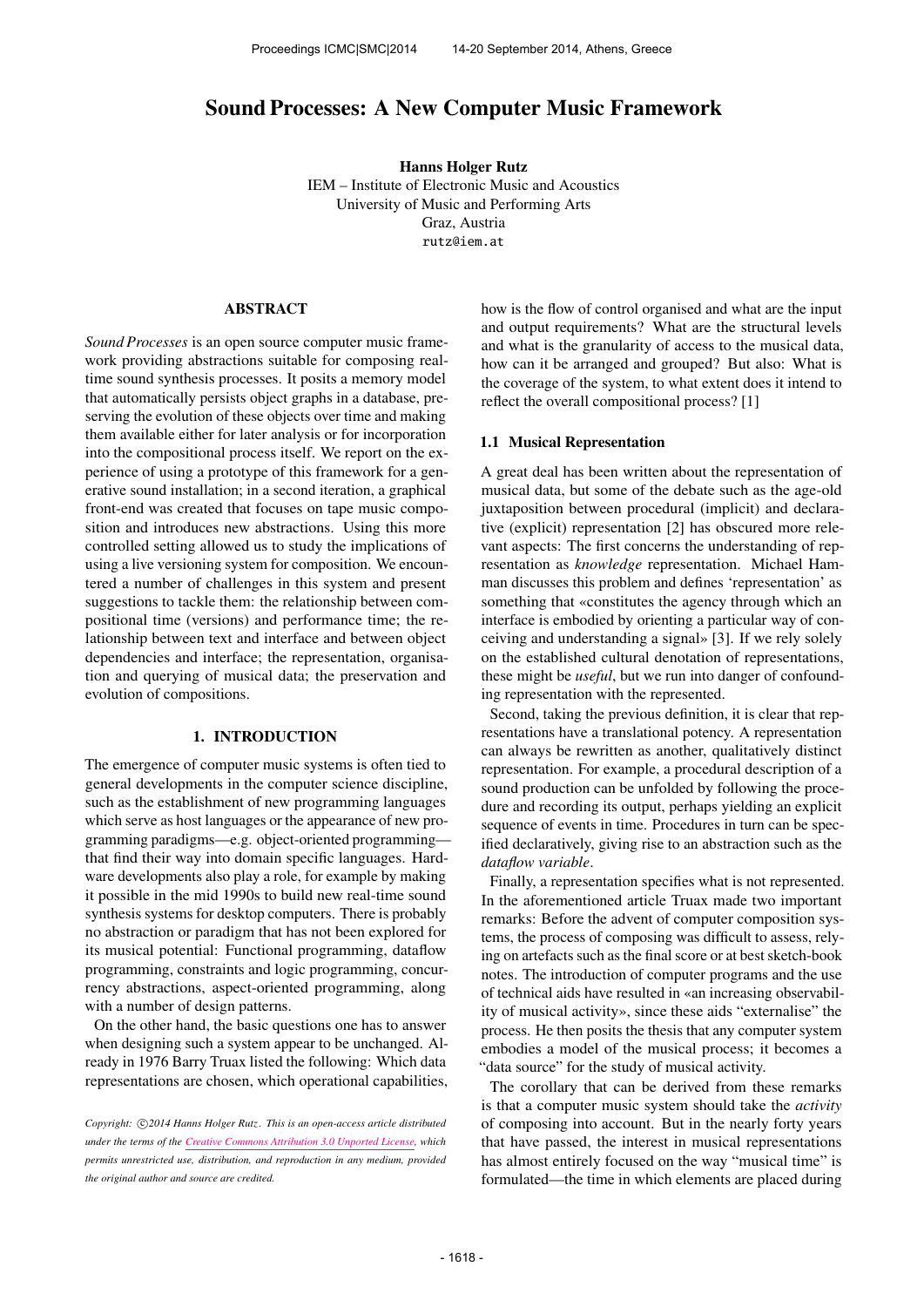# Sound Processes: A New Computer Music Framework

**Hanns Holger Rutz**
IEM – Institute of Electronic Music and Acoustics
University of Music and Performing Arts
Graz, Austria
rutz@iem.at

## ABSTRACT

*Sound Processes* is an open source computer music framework providing abstractions suitable for composing real-time sound synthesis processes. It posits a memory model that automatically persists object graphs in a database, preserving the evolution of these objects over time and making them available either for later analysis or for incorporation into the compositional process itself. We report on the experience of using a prototype of this framework for a generative sound installation; in a second iteration, a graphical front-end was created that focuses on tape music composition and introduces new abstractions. Using this more controlled setting allowed us to study the implications of using a live versioning system for composition. We encountered a number of challenges in this system and present suggestions to tackle them: the relationship between compositional time (versions) and performance time; the relationship between text and interface and between object dependencies and interface; the representation, organisation and querying of musical data; the preservation and evolution of compositions.

## 1. INTRODUCTION

The emergence of computer music systems is often tied to general developments in the computer science discipline, such as the establishment of new programming languages which serve as host languages or the appearance of new programming paradigms—e.g. object-oriented programming—that find their way into domain specific languages. Hardware developments also play a role, for example by making it possible in the mid 1990s to build new real-time sound synthesis systems for desktop computers. There is probably no abstraction or paradigm that has not been explored for its musical potential: Functional programming, dataflow programming, constraints and logic programming, concurrency abstractions, aspect-oriented programming, along with a number of design patterns.

On the other hand, the basic questions one has to answer when designing such a system appear to be unchanged. Already in 1976 Barry Truax listed the following: Which data representations are chosen, which operational capabilities, how is the flow of control organised and what are the input and output requirements? What are the structural levels and what is the granularity of access to the musical data, how can it be arranged and grouped? But also: What is the coverage of the system, to what extent does it intend to reflect the overall compositional process? [1]

### 1.1 Musical Representation

A great deal has been written about the representation of musical data, but some of the debate such as the age-old juxtaposition between procedural (implicit) and declarative (explicit) representation [2] has obscured more relevant aspects: The first concerns the understanding of representation as *knowledge* representation. Michael Hamman discusses this problem and defines 'representation' as something that «constitutes the agency through which an interface is embodied by orienting a particular way of conceiving and understanding a signal» [3]. If we rely solely on the established cultural denotation of representations, these might be *useful*, but we run into danger of confounding representation with the represented.

Second, taking the previous definition, it is clear that representations have a translational potency. A representation can always be rewritten as another, qualitatively distinct representation. For example, a procedural description of a sound production can be unfolded by following the procedure and recording its output, perhaps yielding an explicit sequence of events in time. Procedures in turn can be specified declaratively, giving rise to an abstraction such as the *dataflow variable*.

Finally, a representation specifies what is not represented. In the aforementioned article Truax made two important remarks: Before the advent of computer composition systems, the process of composing was difficult to assess, relying on artefacts such as the final score or at best sketch-book notes. The introduction of computer programs and the use of technical aids have resulted in «an increasing observability of musical activity», since these aids "externalise" the process. He then posits the thesis that any computer system embodies a model of the musical process; it becomes a "data source" for the study of musical activity.

The corollary that can be derived from these remarks is that a computer music system should take the *activity* of composing into account. But in the nearly forty years that have passed, the interest in musical representations has almost entirely focused on the way "musical time" is formulated—the time in which elements are placed during

*Copyright: ©2014 Hanns Holger Rutz. This is an open-access article distributed under the terms of the Creative Commons Attribution 3.0 Unported License, which permits unrestricted use, distribution, and reproduction in any medium, provided the original author and source are credited.*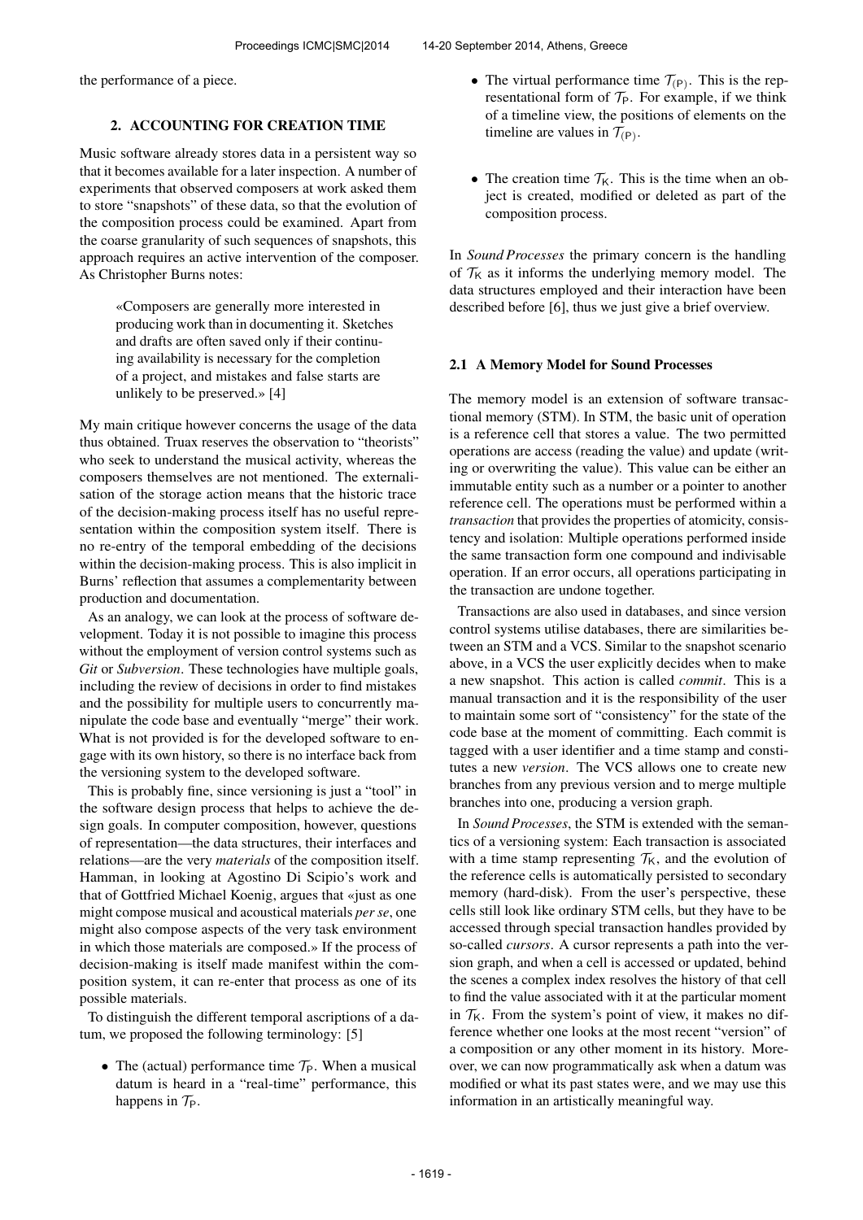the performance of a piece.

## 2. ACCOUNTING FOR CREATION TIME

Music software already stores data in a persistent way so that it becomes available for a later inspection. A number of experiments that observed composers at work asked them to store "snapshots" of these data, so that the evolution of the composition process could be examined. Apart from the coarse granularity of such sequences of snapshots, this approach requires an active intervention of the composer. As Christopher Burns notes:

> «Composers are generally more interested in producing work than in documenting it. Sketches and drafts are often saved only if their continuing availability is necessary for the completion of a project, and mistakes and false starts are unlikely to be preserved.» [4]

My main critique however concerns the usage of the data thus obtained. Truax reserves the observation to "theorists" who seek to understand the musical activity, whereas the composers themselves are not mentioned. The externalisation of the storage action means that the historic trace of the decision-making process itself has no useful representation within the composition system itself. There is no re-entry of the temporal embedding of the decisions within the decision-making process. This is also implicit in Burns' reflection that assumes a complementarity between production and documentation.

As an analogy, we can look at the process of software development. Today it is not possible to imagine this process without the employment of version control systems such as *Git* or *Subversion*. These technologies have multiple goals, including the review of decisions in order to find mistakes and the possibility for multiple users to concurrently manipulate the code base and eventually "merge" their work. What is not provided is for the developed software to engage with its own history, so there is no interface back from the versioning system to the developed software.

This is probably fine, since versioning is just a "tool" in the software design process that helps to achieve the design goals. In computer composition, however, questions of representation—the data structures, their interfaces and relations—are the very *materials* of the composition itself. Hamman, in looking at Agostino Di Scipio's work and that of Gottfried Michael Koenig, argues that «just as one might compose musical and acoustical materials *per se*, one might also compose aspects of the very task environment in which those materials are composed.» If the process of decision-making is itself made manifest within the composition system, it can re-enter that process as one of its possible materials.

To distinguish the different temporal ascriptions of a datum, we proposed the following terminology: [5]

- The (actual) performance time $\mathcal{T}_\mathsf{P}$. When a musical datum is heard in a "real-time" performance, this happens in $\mathcal{T}_\mathsf{P}$.
- The virtual performance time $\mathcal{T}_{(\mathsf{P})}$. This is the representational form of $\mathcal{T}_\mathsf{P}$. For example, if we think of a timeline view, the positions of elements on the timeline are values in $\mathcal{T}_{(\mathsf{P})}$.
- The creation time $\mathcal{T}_\mathsf{K}$. This is the time when an object is created, modified or deleted as part of the composition process.

In *Sound Processes* the primary concern is the handling of $\mathcal{T}_\mathsf{K}$ as it informs the underlying memory model. The data structures employed and their interaction have been described before [6], thus we just give a brief overview.

### 2.1 A Memory Model for Sound Processes

The memory model is an extension of software transactional memory (STM). In STM, the basic unit of operation is a reference cell that stores a value. The two permitted operations are access (reading the value) and update (writing or overwriting the value). This value can be either an immutable entity such as a number or a pointer to another reference cell. The operations must be performed within a *transaction* that provides the properties of atomicity, consistency and isolation: Multiple operations performed inside the same transaction form one compound and indivisable operation. If an error occurs, all operations participating in the transaction are undone together.

Transactions are also used in databases, and since version control systems utilise databases, there are similarities between an STM and a VCS. Similar to the snapshot scenario above, in a VCS the user explicitly decides when to make a new snapshot. This action is called *commit*. This is a manual transaction and it is the responsibility of the user to maintain some sort of "consistency" for the state of the code base at the moment of committing. Each commit is tagged with a user identifier and a time stamp and constitutes a new *version*. The VCS allows one to create new branches from any previous version and to merge multiple branches into one, producing a version graph.

In *Sound Processes*, the STM is extended with the semantics of a versioning system: Each transaction is associated with a time stamp representing $\mathcal{T}_\mathsf{K}$, and the evolution of the reference cells is automatically persisted to secondary memory (hard-disk). From the user's perspective, these cells still look like ordinary STM cells, but they have to be accessed through special transaction handles provided by so-called *cursors*. A cursor represents a path into the version graph, and when a cell is accessed or updated, behind the scenes a complex index resolves the history of that cell to find the value associated with it at the particular moment in $\mathcal{T}_\mathsf{K}$. From the system's point of view, it makes no difference whether one looks at the most recent "version" of a composition or any other moment in its history. Moreover, we can now programmatically ask when a datum was modified or what its past states were, and we may use this information in an artistically meaningful way.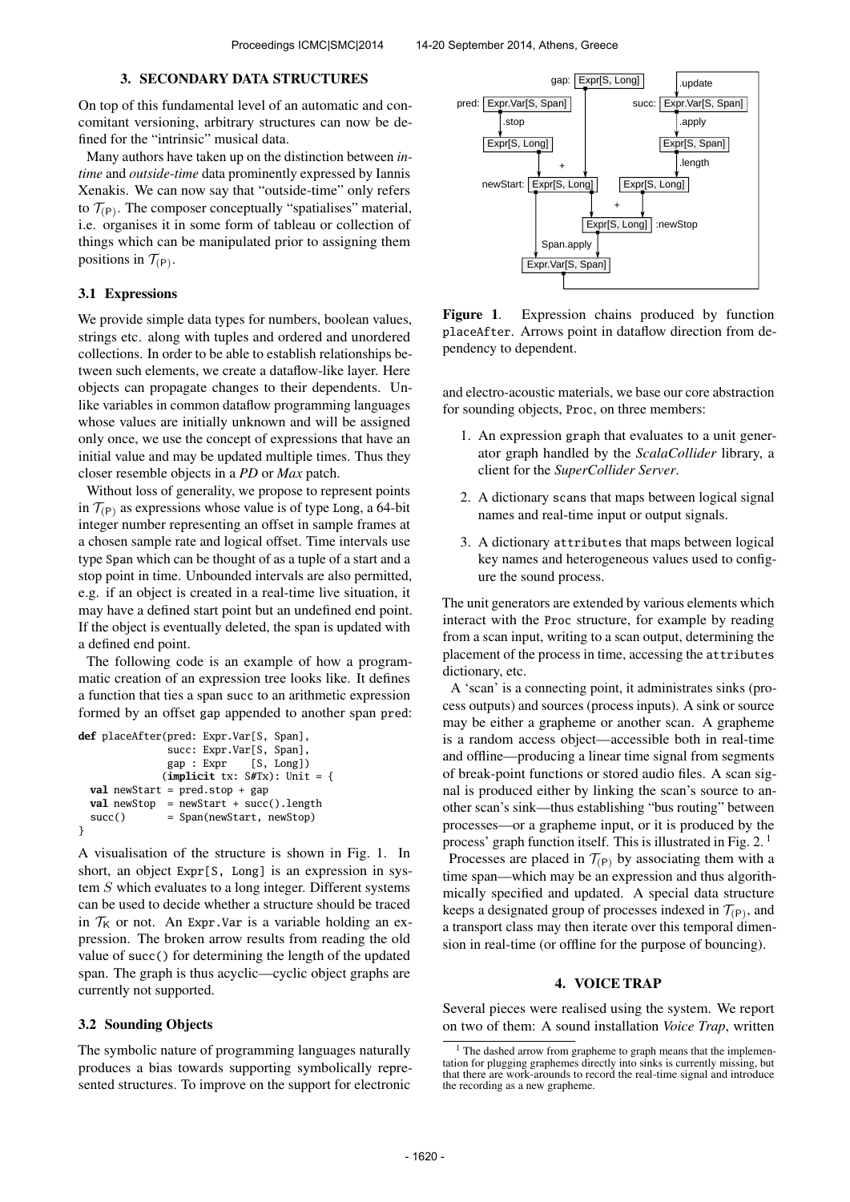## 3. SECONDARY DATA STRUCTURES

On top of this fundamental level of an automatic and concomitant versioning, arbitrary structures can now be defined for the "intrinsic" musical data.

Many authors have taken up on the distinction between *in-time* and *outside-time* data prominently expressed by Iannis Xenakis. We can now say that "outside-time" only refers to $\mathcal{T}_{(\mathsf{P})}$. The composer conceptually "spatialises" material, i.e. organises it in some form of tableau or collection of things which can be manipulated prior to assigning them positions in $\mathcal{T}_{(\mathsf{P})}$.

### 3.1 Expressions

We provide simple data types for numbers, boolean values, strings etc. along with tuples and ordered and unordered collections. In order to be able to establish relationships between such elements, we create a dataflow-like layer. Here objects can propagate changes to their dependents. Unlike variables in common dataflow programming languages whose values are initially unknown and will be assigned only once, we use the concept of expressions that have an initial value and may be updated multiple times. Thus they closer resemble objects in a *PD* or *Max* patch.

Without loss of generality, we propose to represent points in $\mathcal{T}_{(\mathsf{P})}$ as expressions whose value is of type `Long`, a 64-bit integer number representing an offset in sample frames at a chosen sample rate and logical offset. Time intervals use type `Span` which can be thought of as a tuple of a start and a stop point in time. Unbounded intervals are also permitted, e.g. if an object is created in a real-time live situation, it may have a defined start point but an undefined end point. If the object is eventually deleted, the span is updated with a defined end point.

The following code is an example of how a programmatic creation of an expression tree looks like. It defines a function that ties a span `succ` to an arithmetic expression formed by an offset `gap` appended to another span `pred`:

```
def placeAfter(pred: Expr.Var[S, Span],
               succ: Expr.Var[S, Span],
               gap : Expr    [S, Long])
              (implicit tx: S#Tx): Unit = {
  val newStart = pred.stop + gap
  val newStop  = newStart + succ().length
  succ()       = Span(newStart, newStop)
}
```

A visualisation of the structure is shown in Fig. 1. In short, an object `Expr[S, Long]` is an expression in system $S$ which evaluates to a long integer. Different systems can be used to decide whether a structure should be traced in $\mathcal{T}_{\mathsf{K}}$ or not. An `Expr.Var` is a variable holding an expression. The broken arrow results from reading the old value of `succ()` for determining the length of the updated span. The graph is thus acyclic—cyclic object graphs are currently not supported.

### 3.2 Sounding Objects

The symbolic nature of programming languages naturally produces a bias towards supporting symbolically represented structures. To improve on the support for electronic and electro-acoustic materials, we base our core abstraction for sounding objects, `Proc`, on three members:

1. An expression `graph` that evaluates to a unit generator graph handled by the *ScalaCollider* library, a client for the *SuperCollider Server*.
2. A dictionary `scans` that maps between logical signal names and real-time input or output signals.
3. A dictionary `attributes` that maps between logical key names and heterogeneous values used to configure the sound process.

**Figure 1**. Expression chains produced by function `placeAfter`. Arrows point in dataflow direction from dependency to dependent.

The unit generators are extended by various elements which interact with the `Proc` structure, for example by reading from a scan input, writing to a scan output, determining the placement of the process in time, accessing the `attributes` dictionary, etc.

A 'scan' is a connecting point, it administrates sinks (process outputs) and sources (process inputs). A sink or source may be either a grapheme or another scan. A grapheme is a random access object—accessible both in real-time and offline—producing a linear time signal from segments of break-point functions or stored audio files. A scan signal is produced either by linking the scan's source to another scan's sink—thus establishing "bus routing" between processes—or a grapheme input, or it is produced by the process' graph function itself. This is illustrated in Fig. 2. [1]

Processes are placed in $\mathcal{T}_{(\mathsf{P})}$ by associating them with a time span—which may be an expression and thus algorithmically specified and updated. A special data structure keeps a designated group of processes indexed in $\mathcal{T}_{(\mathsf{P})}$, and a transport class may then iterate over this temporal dimension in real-time (or offline for the purpose of bouncing).

## 4. VOICE TRAP

Several pieces were realised using the system. We report on two of them: A sound installation *Voice Trap*, written

[1] The dashed arrow from grapheme to graph means that the implementation for plugging graphemes directly into sinks is currently missing, but that there are work-arounds to record the real-time signal and introduce the recording as a new grapheme.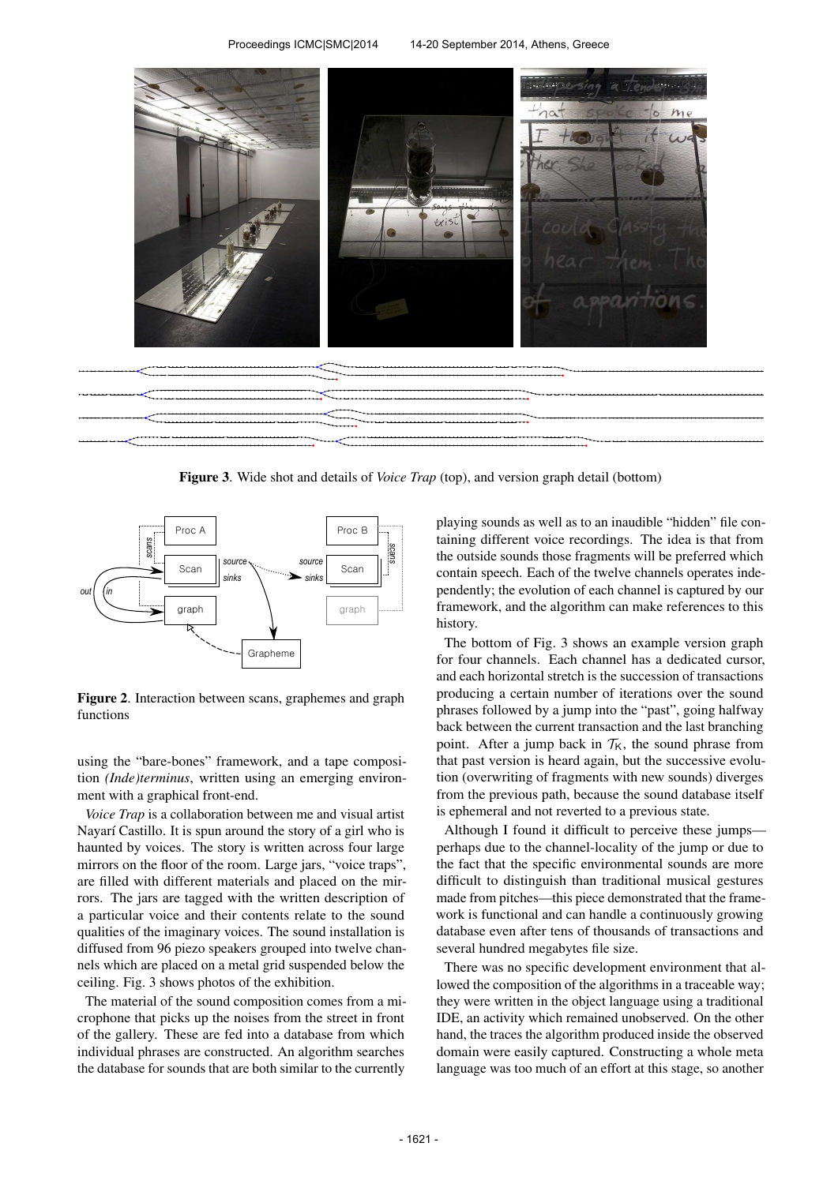**Figure 3**. Wide shot and details of *Voice Trap* (top), and version graph detail (bottom)

**Figure 2**. Interaction between scans, graphemes and graph functions

using the "bare-bones" framework, and a tape composition *(Inde)terminus*, written using an emerging environment with a graphical front-end.

*Voice Trap* is a collaboration between me and visual artist Nayarí Castillo. It is spun around the story of a girl who is haunted by voices. The story is written across four large mirrors on the floor of the room. Large jars, "voice traps", are filled with different materials and placed on the mirrors. The jars are tagged with the written description of a particular voice and their contents relate to the sound qualities of the imaginary voices. The sound installation is diffused from 96 piezo speakers grouped into twelve channels which are placed on a metal grid suspended below the ceiling. Fig. 3 shows photos of the exhibition.

The material of the sound composition comes from a microphone that picks up the noises from the street in front of the gallery. These are fed into a database from which individual phrases are constructed. An algorithm searches the database for sounds that are both similar to the currently playing sounds as well as to an inaudible "hidden" file containing different voice recordings. The idea is that from the outside sounds those fragments will be preferred which contain speech. Each of the twelve channels operates independently; the evolution of each channel is captured by our framework, and the algorithm can make references to this history.

The bottom of Fig. 3 shows an example version graph for four channels. Each channel has a dedicated cursor, and each horizontal stretch is the succession of transactions producing a certain number of iterations over the sound phrases followed by a jump into the "past", going halfway back between the current transaction and the last branching point. After a jump back in $\mathcal{T}_K$, the sound phrase from that past version is heard again, but the successive evolution (overwriting of fragments with new sounds) diverges from the previous path, because the sound database itself is ephemeral and not reverted to a previous state.

Although I found it difficult to perceive these jumps—perhaps due to the channel-locality of the jump or due to the fact that the specific environmental sounds are more difficult to distinguish than traditional musical gestures made from pitches—this piece demonstrated that the framework is functional and can handle a continuously growing database even after tens of thousands of transactions and several hundred megabytes file size.

There was no specific development environment that allowed the composition of the algorithms in a traceable way; they were written in the object language using a traditional IDE, an activity which remained unobserved. On the other hand, the traces the algorithm produced inside the observed domain were easily captured. Constructing a whole meta language was too much of an effort at this stage, so another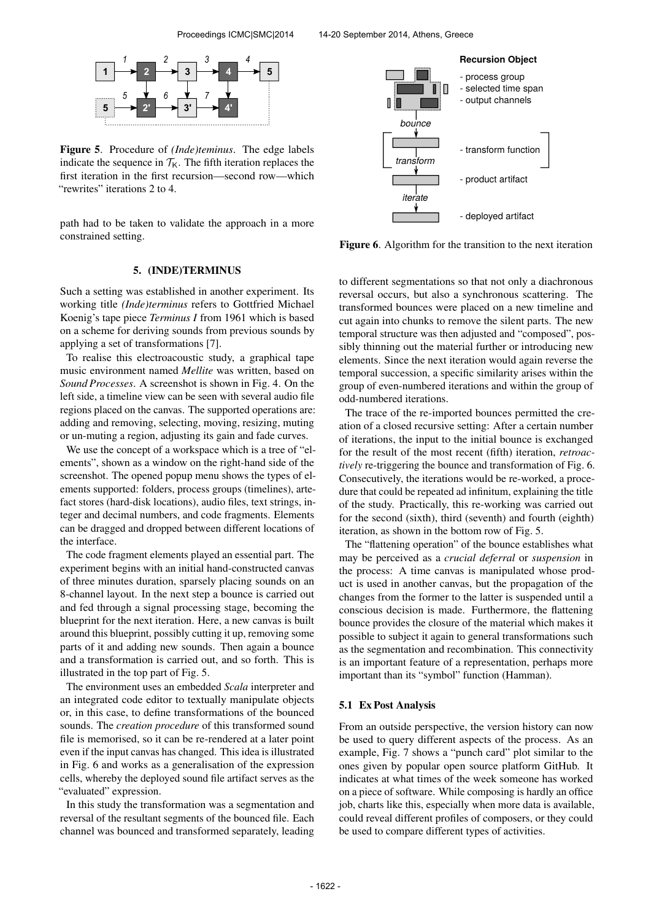**Figure 5**. Procedure of *(Inde)teminus*. The edge labels indicate the sequence in $\mathcal{T}_\mathsf{K}$. The fifth iteration replaces the first iteration in the first recursion—second row—which "rewrites" iterations 2 to 4.

path had to be taken to validate the approach in a more constrained setting.

## 5. (INDE)TERMINUS

Such a setting was established in another experiment. Its working title *(Inde)terminus* refers to Gottfried Michael Koenig's tape piece *Terminus I* from 1961 which is based on a scheme for deriving sounds from previous sounds by applying a set of transformations [7].

To realise this electroacoustic study, a graphical tape music environment named *Mellite* was written, based on *Sound Processes*. A screenshot is shown in Fig. 4. On the left side, a timeline view can be seen with several audio file regions placed on the canvas. The supported operations are: adding and removing, selecting, moving, resizing, muting or un-muting a region, adjusting its gain and fade curves.

We use the concept of a workspace which is a tree of "elements", shown as a window on the right-hand side of the screenshot. The opened popup menu shows the types of elements supported: folders, process groups (timelines), artefact stores (hard-disk locations), audio files, text strings, integer and decimal numbers, and code fragments. Elements can be dragged and dropped between different locations of the interface.

The code fragment elements played an essential part. The experiment begins with an initial hand-constructed canvas of three minutes duration, sparsely placing sounds on an 8-channel layout. In the next step a bounce is carried out and fed through a signal processing stage, becoming the blueprint for the next iteration. Here, a new canvas is built around this blueprint, possibly cutting it up, removing some parts of it and adding new sounds. Then again a bounce and a transformation is carried out, and so forth. This is illustrated in the top part of Fig. 5.

The environment uses an embedded *Scala* interpreter and an integrated code editor to textually manipulate objects or, in this case, to define transformations of the bounced sounds. The *creation procedure* of this transformed sound file is memorised, so it can be re-rendered at a later point even if the input canvas has changed. This idea is illustrated in Fig. 6 and works as a generalisation of the expression cells, whereby the deployed sound file artifact serves as the "evaluated" expression.

In this study the transformation was a segmentation and reversal of the resultant segments of the bounced file. Each channel was bounced and transformed separately, leading to different segmentations so that not only a diachronous reversal occurs, but also a synchronous scattering. The transformed bounces were placed on a new timeline and cut again into chunks to remove the silent parts. The new temporal structure was then adjusted and "composed", possibly thinning out the material further or introducing new elements. Since the next iteration would again reverse the temporal succession, a specific similarity arises within the group of even-numbered iterations and within the group of odd-numbered iterations.

**Figure 6**. Algorithm for the transition to the next iteration

The trace of the re-imported bounces permitted the creation of a closed recursive setting: After a certain number of iterations, the input to the initial bounce is exchanged for the result of the most recent (fifth) iteration, *retroactively* re-triggering the bounce and transformation of Fig. 6. Consecutively, the iterations would be re-worked, a procedure that could be repeated ad infinitum, explaining the title of the study. Practically, this re-working was carried out for the second (sixth), third (seventh) and fourth (eighth) iteration, as shown in the bottom row of Fig. 5.

The "flattening operation" of the bounce establishes what may be perceived as a *crucial deferral* or *suspension* in the process: A time canvas is manipulated whose product is used in another canvas, but the propagation of the changes from the former to the latter is suspended until a conscious decision is made. Furthermore, the flattening bounce provides the closure of the material which makes it possible to subject it again to general transformations such as the segmentation and recombination. This connectivity is an important feature of a representation, perhaps more important than its "symbol" function (Hamman).

### 5.1 Ex Post Analysis

From an outside perspective, the version history can now be used to query different aspects of the process. As an example, Fig. 7 shows a "punch card" plot similar to the ones given by popular open source platform GitHub. It indicates at what times of the week someone has worked on a piece of software. While composing is hardly an office job, charts like this, especially when more data is available, could reveal different profiles of composers, or they could be used to compare different types of activities.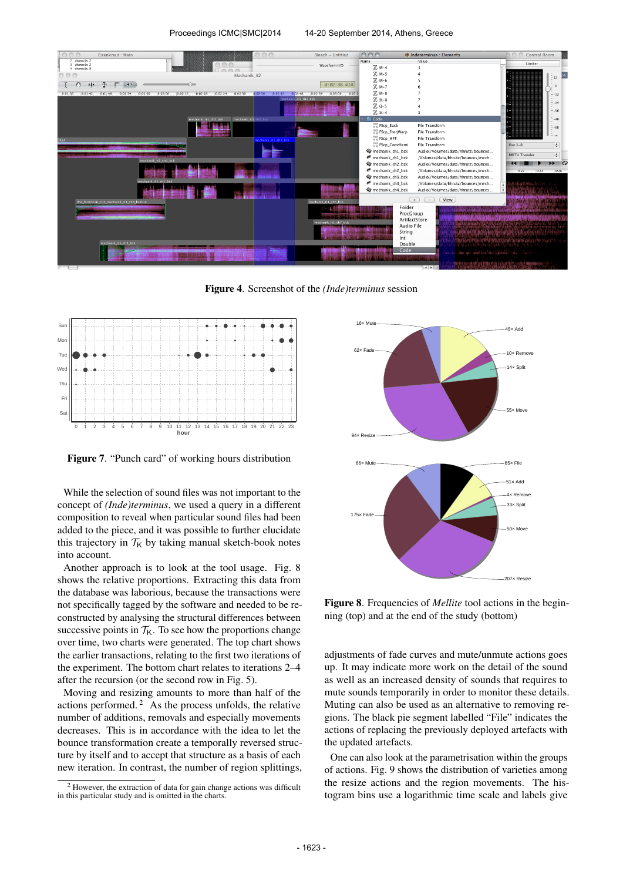**Figure 4**. Screenshot of the *(Inde)terminus* session

**Figure 7**. "Punch card" of working hours distribution

While the selection of sound files was not important to the concept of *(Inde)terminus*, we used a query in a different composition to reveal when particular sound files had been added to the piece, and it was possible to further elucidate this trajectory in $\mathcal{T}_K$ by taking manual sketch-book notes into account.

Another approach is to look at the tool usage. Fig. 8 shows the relative proportions. Extracting this data from the database was laborious, because the transactions were not specifically tagged by the software and needed to be reconstructed by analysing the structural differences between successive points in $\mathcal{T}_K$. To see how the proportions change over time, two charts were generated. The top chart shows the earlier transactions, relating to the first two iterations of the experiment. The bottom chart relates to iterations 2–4 after the recursion (or the second row in Fig. 5).

Moving and resizing amounts to more than half of the actions performed.[2] As the process unfolds, the relative number of additions, removals and especially movements decreases. This is in accordance with the idea to let the bounce transformation create a temporally reversed structure by itself and to accept that structure as a basis of each new iteration. In contrast, the number of region splittings,

[2] However, the extraction of data for gain change actions was difficult in this particular study and is omitted in the charts.

**Figure 8**. Frequencies of *Mellite* tool actions in the beginning (top) and at the end of the study (bottom)

adjustments of fade curves and mute/unmute actions goes up. It may indicate more work on the detail of the sound as well as an increased density of sounds that requires to mute sounds temporarily in order to monitor these details. Muting can also be used as an alternative to removing regions. The black pie segment labelled "File" indicates the actions of replacing the previously deployed artefacts with the updated artefacts.

One can also look at the parametrisation within the groups of actions. Fig. 9 shows the distribution of varieties among the resize actions and the region movements. The histogram bins use a logarithmic time scale and labels give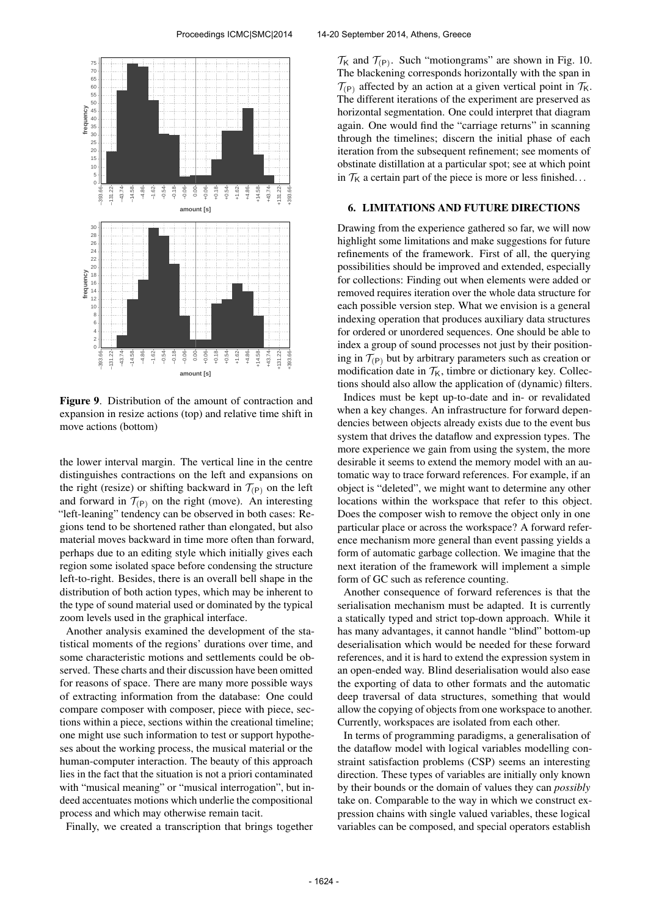Figure 9. Distribution of the amount of contraction and expansion in resize actions (top) and relative time shift in move actions (bottom)

the lower interval margin. The vertical line in the centre distinguishes contractions on the left and expansions on the right (resize) or shifting backward in $\mathcal{T}_{(\mathsf{P})}$ on the left and forward in $\mathcal{T}_{(\mathsf{P})}$ on the right (move). An interesting "left-leaning" tendency can be observed in both cases: Regions tend to be shortened rather than elongated, but also material moves backward in time more often than forward, perhaps due to an editing style which initially gives each region some isolated space before condensing the structure left-to-right. Besides, there is an overall bell shape in the distribution of both action types, which may be inherent to the type of sound material used or dominated by the typical zoom levels used in the graphical interface.

Another analysis examined the development of the statistical moments of the regions' durations over time, and some characteristic motions and settlements could be observed. These charts and their discussion have been omitted for reasons of space. There are many more possible ways of extracting information from the database: One could compare composer with composer, piece with piece, sections within a piece, sections within the creational timeline; one might use such information to test or support hypotheses about the working process, the musical material or the human-computer interaction. The beauty of this approach lies in the fact that the situation is not a priori contaminated with "musical meaning" or "musical interrogation", but indeed accentuates motions which underlie the compositional process and which may otherwise remain tacit.

Finally, we created a transcription that brings together $\mathcal{T}_{\mathsf{K}}$ and $\mathcal{T}_{(\mathsf{P})}$. Such "motiongrams" are shown in Fig. 10. The blackening corresponds horizontally with the span in $\mathcal{T}_{(\mathsf{P})}$ affected by an action at a given vertical point in $\mathcal{T}_{\mathsf{K}}$. The different iterations of the experiment are preserved as horizontal segmentation. One could interpret that diagram again. One would find the "carriage returns" in scanning through the timelines; discern the initial phase of each iteration from the subsequent refinement; see moments of obstinate distillation at a particular spot; see at which point in $\mathcal{T}_{\mathsf{K}}$ a certain part of the piece is more or less finished…

## 6. LIMITATIONS AND FUTURE DIRECTIONS

Drawing from the experience gathered so far, we will now highlight some limitations and make suggestions for future refinements of the framework. First of all, the querying possibilities should be improved and extended, especially for collections: Finding out when elements were added or removed requires iteration over the whole data structure for each possible version step. What we envision is a general indexing operation that produces auxiliary data structures for ordered or unordered sequences. One should be able to index a group of sound processes not just by their positioning in $\mathcal{T}_{(\mathsf{P})}$ but by arbitrary parameters such as creation or modification date in $\mathcal{T}_{\mathsf{K}}$, timbre or dictionary key. Collections should also allow the application of (dynamic) filters.

Indices must be kept up-to-date and in- or revalidated when a key changes. An infrastructure for forward dependencies between objects already exists due to the event bus system that drives the dataflow and expression types. The more experience we gain from using the system, the more desirable it seems to extend the memory model with an automatic way to trace forward references. For example, if an object is "deleted", we might want to determine any other locations within the workspace that refer to this object. Does the composer wish to remove the object only in one particular place or across the workspace? A forward reference mechanism more general than event passing yields a form of automatic garbage collection. We imagine that the next iteration of the framework will implement a simple form of GC such as reference counting.

Another consequence of forward references is that the serialisation mechanism must be adapted. It is currently a statically typed and strict top-down approach. While it has many advantages, it cannot handle "blind" bottom-up deserialisation which would be needed for these forward references, and it is hard to extend the expression system in an open-ended way. Blind deserialisation would also ease the exporting of data to other formats and the automatic deep traversal of data structures, something that would allow the copying of objects from one workspace to another. Currently, workspaces are isolated from each other.

In terms of programming paradigms, a generalisation of the dataflow model with logical variables modelling constraint satisfaction problems (CSP) seems an interesting direction. These types of variables are initially only known by their bounds or the domain of values they can *possibly* take on. Comparable to the way in which we construct expression chains with single valued variables, these logical variables can be composed, and special operators establish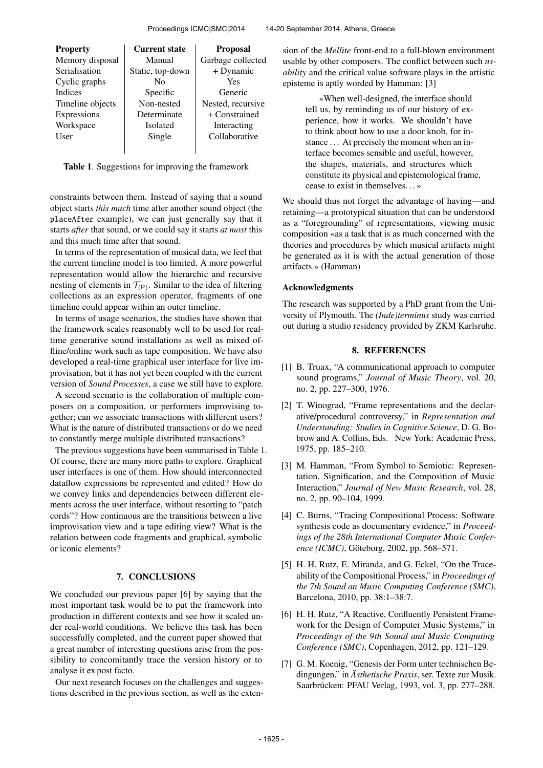| Property | Current state | Proposal |
|---|---|---|
| Memory disposal | Manual | Garbage collected |
| Serialisation | Static, top-down | + Dynamic |
| Cyclic graphs | No | Yes |
| Indices | Specific | Generic |
| Timeline objects | Non-nested | Nested, recursive |
| Expressions | Determinate | + Constrained |
| Workspace | Isolated | Interacting |
| User | Single | Collaborative |

**Table 1**. Suggestions for improving the framework

constraints between them. Instead of saying that a sound object starts *this much* time after another sound object (the `placeAfter` example), we can just generally say that it starts *after* that sound, or we could say it starts *at most* this and this much time after that sound.

In terms of the representation of musical data, we feel that the current timeline model is too limited. A more powerful representation would allow the hierarchic and recursive nesting of elements in $\mathcal{T}_{\langle P \rangle}$. Similar to the idea of filtering collections as an expression operator, fragments of one timeline could appear within an outer timeline.

In terms of usage scenarios, the studies have shown that the framework scales reasonably well to be used for real-time generative sound installations as well as mixed offline/online work such as tape composition. We have also developed a real-time graphical user interface for live improvisation, but it has not yet been coupled with the current version of *Sound Processes*, a case we still have to explore.

A second scenario is the collaboration of multiple composers on a composition, or performers improvising together; can we associate transactions with different users? What is the nature of distributed transactions or do we need to constantly merge multiple distributed transactions?

The previous suggestions have been summarised in Table 1. Of course, there are many more paths to explore. Graphical user interfaces is one of them. How should interconnected dataflow expressions be represented and edited? How do we convey links and dependencies between different elements across the user interface, without resorting to "patch cords"? How continuous are the transitions between a live improvisation view and a tape editing view? What is the relation between code fragments and graphical, symbolic or iconic elements?

## 7. CONCLUSIONS

We concluded our previous paper [6] by saying that the most important task would be to put the framework into production in different contexts and see how it scaled under real-world conditions. We believe this task has been successfully completed, and the current paper showed that a great number of interesting questions arise from the possibility to concomitantly trace the version history or to analyse it ex post facto.

Our next research focuses on the challenges and suggestions described in the previous section, as well as the extension of the *Mellite* front-end to a full-blown environment usable by other composers. The conflict between such *usability* and the critical value software plays in the artistic episteme is aptly worded by Hamman: [3]

> «When well-designed, the interface should tell us, by reminding us of our history of experience, how it works. We shouldn't have to think about how to use a door knob, for instance . . . At precisely the moment when an interface becomes sensible and useful, however, the shapes, materials, and structures which constitute its physical and epistemological frame, cease to exist in themselves. . . »

We should thus not forget the advantage of having—and retaining—a prototypical situation that can be understood as a "foregrounding" of representations, viewing music composition «as a task that is as much concerned with the theories and procedures by which musical artifacts might be generated as it is with the actual generation of those artifacts.» (Hamman)

### Acknowledgments

The research was supported by a PhD grant from the University of Plymouth. The *(Inde)terminus* study was carried out during a studio residency provided by ZKM Karlsruhe.

## 8. REFERENCES

[1] B. Truax, "A communicational approach to computer sound programs," *Journal of Music Theory*, vol. 20, no. 2, pp. 227–300, 1976.

[2] T. Winograd, "Frame representations and the declarative/procedural controversy," in *Representation and Understanding: Studies in Cognitive Science*, D. G. Bobrow and A. Collins, Eds. New York: Academic Press, 1975, pp. 185–210.

[3] M. Hamman, "From Symbol to Semiotic: Representation, Signification, and the Composition of Music Interaction," *Journal of New Music Research*, vol. 28, no. 2, pp. 90–104, 1999.

[4] C. Burns, "Tracing Compositional Process: Software synthesis code as documentary evidence," in *Proceedings of the 28th International Computer Music Conference (ICMC)*, Göteborg, 2002, pp. 568–571.

[5] H. H. Rutz, E. Miranda, and G. Eckel, "On the Traceability of the Compositional Process," in *Proceedings of the 7th Sound an Music Computing Conference (SMC)*, Barcelona, 2010, pp. 38:1–38:7.

[6] H. H. Rutz, "A Reactive, Confluently Persistent Framework for the Design of Computer Music Systems," in *Proceedings of the 9th Sound and Music Computing Conference (SMC)*, Copenhagen, 2012, pp. 121–129.

[7] G. M. Koenig, "Genesis der Form unter technischen Bedingungen," in *Ästhetische Praxis*, ser. Texte zur Musik. Saarbrücken: PFAU Verlag, 1993, vol. 3, pp. 277–288.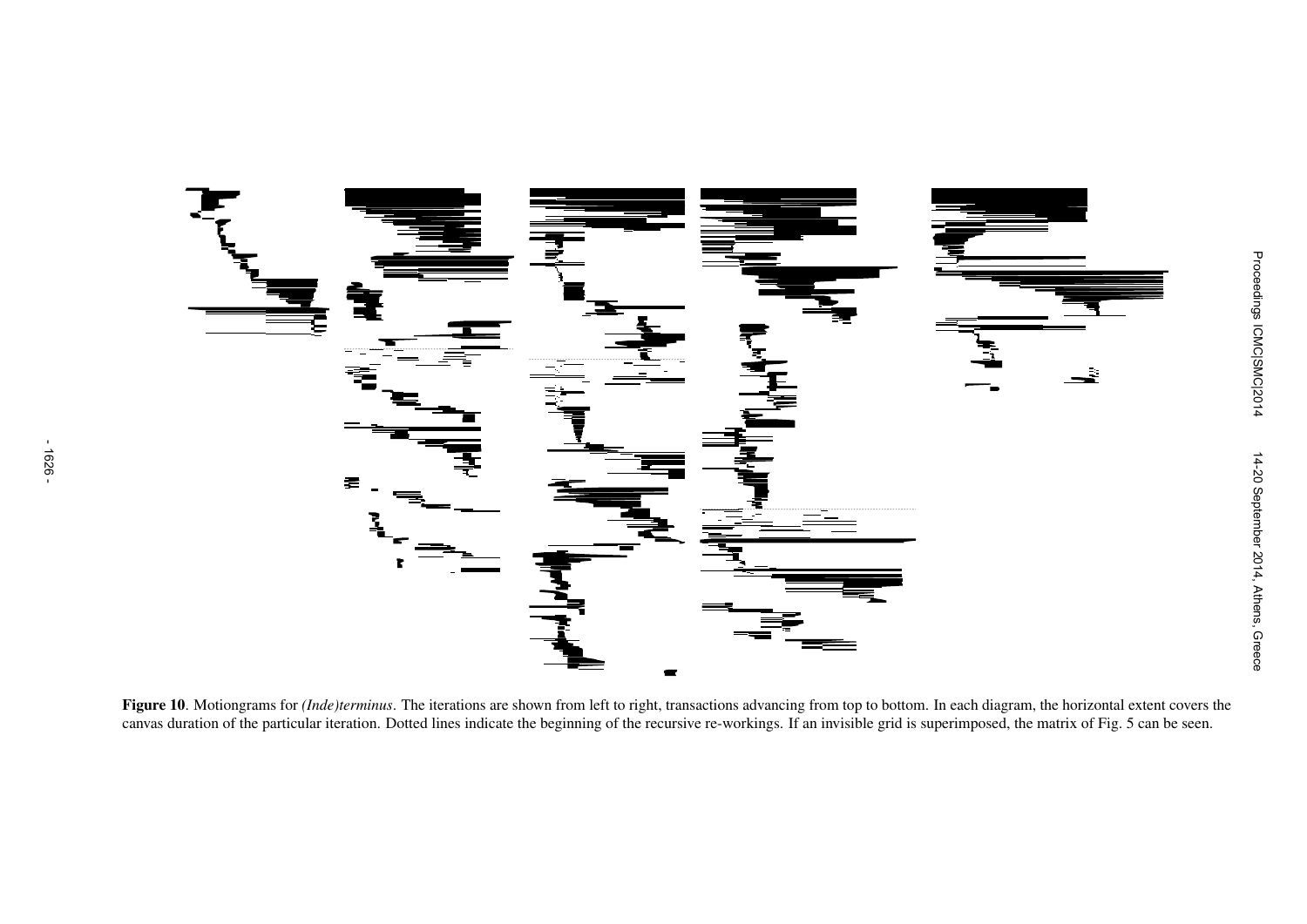**Figure 10**. Motiongrams for *(Inde)terminus*. The iterations are shown from left to right, transactions advancing from top to bottom. In each diagram, the horizontal extent covers the canvas duration of the particular iteration. Dotted lines indicate the beginning of the recursive re-workings. If an invisible grid is superimposed, the matrix of Fig. 5 can be seen.